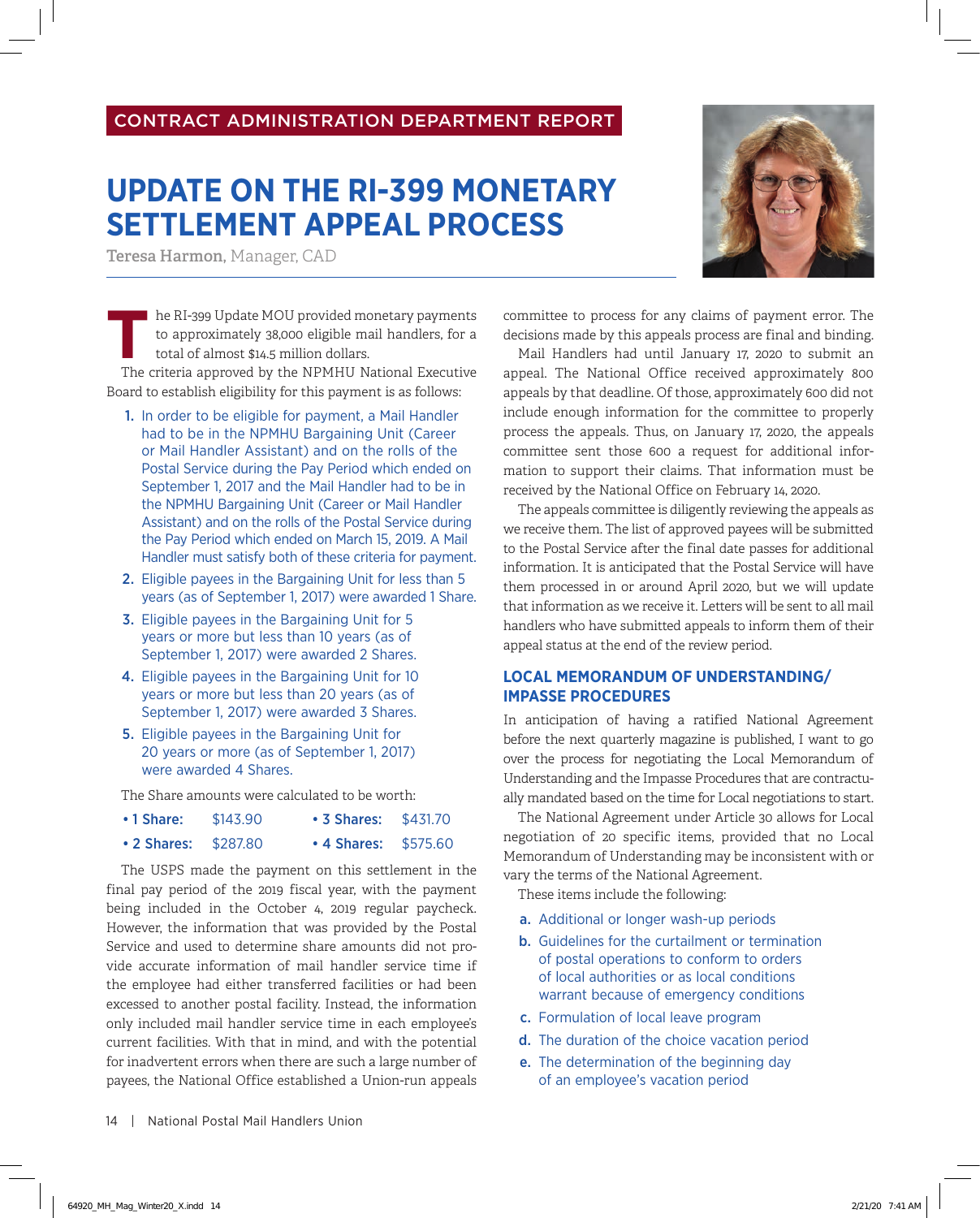CONTRACT ADMINISTRATION DEPARTMENT REPORT

# UPDATE ON THE RI-399 MONETARY SETTLEMENT APPEAL PROCESS

**Teresa Harmon**, Manager, CAD

The RI-399 Update MOU provided monetary payments to approximately 38,000 eligible mail handlers, for a total of almost $14.5 million dollars.

The criteria approved by the NPMHU National Executive Board to establish eligibility for this payment is as follows:

1. In order to be eligible for payment, a Mail Handler had to be in the NPMHU Bargaining Unit (Career or Mail Handler Assistant) and on the rolls of the Postal Service during the Pay Period which ended on September 1, 2017 and the Mail Handler had to be in the NPMHU Bargaining Unit (Career or Mail Handler Assistant) and on the rolls of the Postal Service during the Pay Period which ended on March 15, 2019. A Mail Handler must satisfy both of these criteria for payment.
2. Eligible payees in the Bargaining Unit for less than 5 years (as of September 1, 2017) were awarded 1 Share.
3. Eligible payees in the Bargaining Unit for 5 years or more but less than 10 years (as of September 1, 2017) were awarded 2 Shares.
4. Eligible payees in the Bargaining Unit for 10 years or more but less than 20 years (as of September 1, 2017) were awarded 3 Shares.
5. Eligible payees in the Bargaining Unit for 20 years or more (as of September 1, 2017) were awarded 4 Shares.

The Share amounts were calculated to be worth:

- **1 Share:** $143.90
- **2 Shares:** $287.80
- **3 Shares:** $431.70
- **4 Shares:** $575.60

The USPS made the payment on this settlement in the final pay period of the 2019 fiscal year, with the payment being included in the October 4, 2019 regular paycheck. However, the information that was provided by the Postal Service and used to determine share amounts did not provide accurate information of mail handler service time if the employee had either transferred facilities or had been excessed to another postal facility. Instead, the information only included mail handler service time in each employee's current facilities. With that in mind, and with the potential for inadvertent errors when there are such a large number of payees, the National Office established a Union-run appeals committee to process for any claims of payment error. The decisions made by this appeals process are final and binding.

Mail Handlers had until January 17, 2020 to submit an appeal. The National Office received approximately 800 appeals by that deadline. Of those, approximately 600 did not include enough information for the committee to properly process the appeals. Thus, on January 17, 2020, the appeals committee sent those 600 a request for additional information to support their claims. That information must be received by the National Office on February 14, 2020.

The appeals committee is diligently reviewing the appeals as we receive them. The list of approved payees will be submitted to the Postal Service after the final date passes for additional information. It is anticipated that the Postal Service will have them processed in or around April 2020, but we will update that information as we receive it. Letters will be sent to all mail handlers who have submitted appeals to inform them of their appeal status at the end of the review period.

## LOCAL MEMORANDUM OF UNDERSTANDING/ IMPASSE PROCEDURES

In anticipation of having a ratified National Agreement before the next quarterly magazine is published, I want to go over the process for negotiating the Local Memorandum of Understanding and the Impasse Procedures that are contractually mandated based on the time for Local negotiations to start.

The National Agreement under Article 30 allows for Local negotiation of 20 specific items, provided that no Local Memorandum of Understanding may be inconsistent with or vary the terms of the National Agreement.

These items include the following:

a. Additional or longer wash-up periods
b. Guidelines for the curtailment or termination of postal operations to conform to orders of local authorities or as local conditions warrant because of emergency conditions
c. Formulation of local leave program
d. The duration of the choice vacation period
e. The determination of the beginning day of an employee's vacation period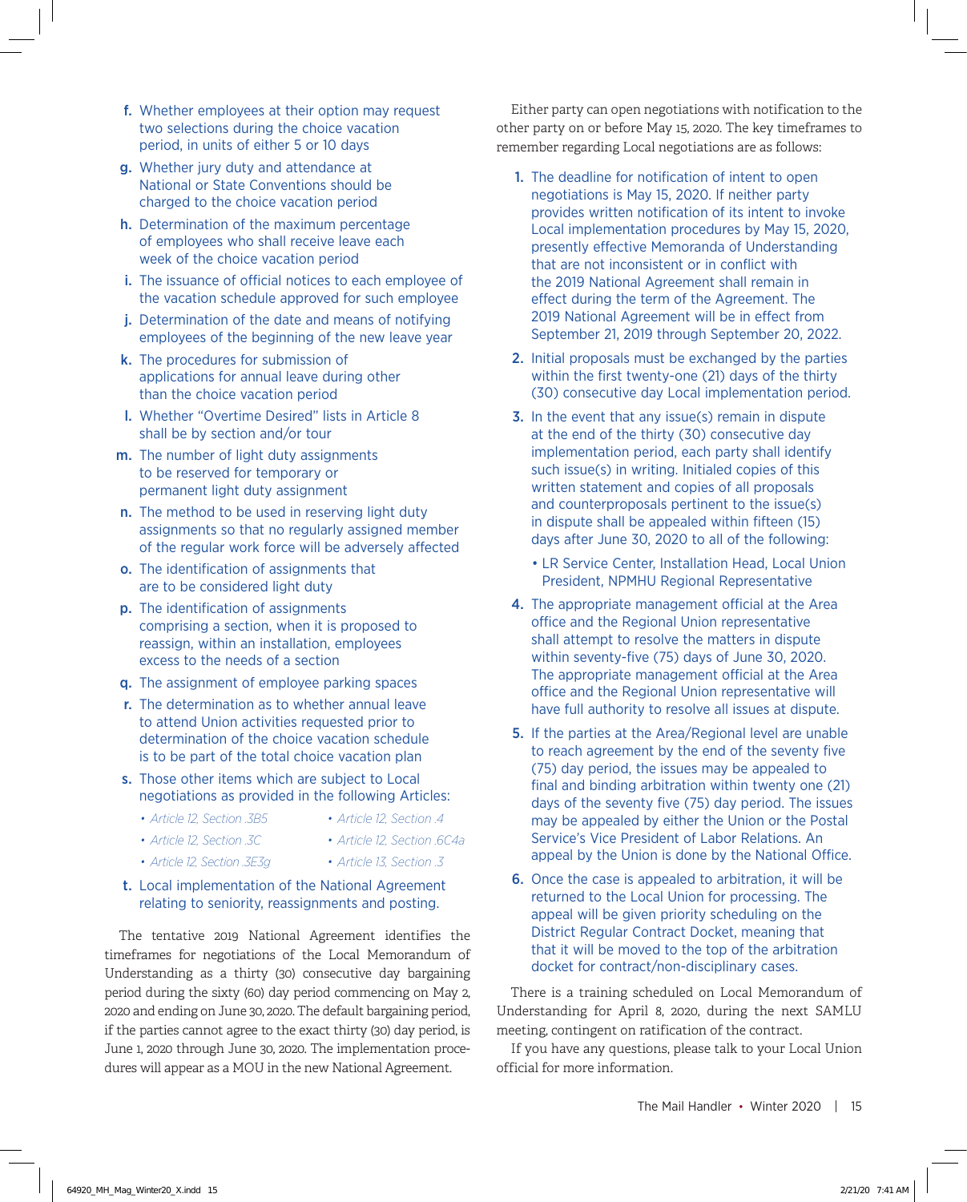f. Whether employees at their option may request two selections during the choice vacation period, in units of either 5 or 10 days

g. Whether jury duty and attendance at National or State Conventions should be charged to the choice vacation period

h. Determination of the maximum percentage of employees who shall receive leave each week of the choice vacation period

i. The issuance of official notices to each employee of the vacation schedule approved for such employee

j. Determination of the date and means of notifying employees of the beginning of the new leave year

k. The procedures for submission of applications for annual leave during other than the choice vacation period

l. Whether "Overtime Desired" lists in Article 8 shall be by section and/or tour

m. The number of light duty assignments to be reserved for temporary or permanent light duty assignment

n. The method to be used in reserving light duty assignments so that no regularly assigned member of the regular work force will be adversely affected

o. The identification of assignments that are to be considered light duty

p. The identification of assignments comprising a section, when it is proposed to reassign, within an installation, employees excess to the needs of a section

q. The assignment of employee parking spaces

r. The determination as to whether annual leave to attend Union activities requested prior to determination of the choice vacation schedule is to be part of the total choice vacation plan

s. Those other items which are subject to Local negotiations as provided in the following Articles:

- *Article 12, Section .3B5*
- *Article 12, Section .3C*
- *Article 12, Section .3E3g*
- *Article 12, Section .4*
- *Article 12, Section .6C4a*
- *Article 13, Section .3*

t. Local implementation of the National Agreement relating to seniority, reassignments and posting.

The tentative 2019 National Agreement identifies the timeframes for negotiations of the Local Memorandum of Understanding as a thirty (30) consecutive day bargaining period during the sixty (60) day period commencing on May 2, 2020 and ending on June 30, 2020. The default bargaining period, if the parties cannot agree to the exact thirty (30) day period, is June 1, 2020 through June 30, 2020. The implementation procedures will appear as a MOU in the new National Agreement.

Either party can open negotiations with notification to the other party on or before May 15, 2020. The key timeframes to remember regarding Local negotiations are as follows:

1. The deadline for notification of intent to open negotiations is May 15, 2020. If neither party provides written notification of its intent to invoke Local implementation procedures by May 15, 2020, presently effective Memoranda of Understanding that are not inconsistent or in conflict with the 2019 National Agreement shall remain in effect during the term of the Agreement. The 2019 National Agreement will be in effect from September 21, 2019 through September 20, 2022.
2. Initial proposals must be exchanged by the parties within the first twenty-one (21) days of the thirty (30) consecutive day Local implementation period.
3. In the event that any issue(s) remain in dispute at the end of the thirty (30) consecutive day implementation period, each party shall identify such issue(s) in writing. Initialed copies of this written statement and copies of all proposals and counterproposals pertinent to the issue(s) in dispute shall be appealed within fifteen (15) days after June 30, 2020 to all of the following:
   - LR Service Center, Installation Head, Local Union President, NPMHU Regional Representative
4. The appropriate management official at the Area office and the Regional Union representative shall attempt to resolve the matters in dispute within seventy-five (75) days of June 30, 2020. The appropriate management official at the Area office and the Regional Union representative will have full authority to resolve all issues at dispute.
5. If the parties at the Area/Regional level are unable to reach agreement by the end of the seventy five (75) day period, the issues may be appealed to final and binding arbitration within twenty one (21) days of the seventy five (75) day period. The issues may be appealed by either the Union or the Postal Service's Vice President of Labor Relations. An appeal by the Union is done by the National Office.
6. Once the case is appealed to arbitration, it will be returned to the Local Union for processing. The appeal will be given priority scheduling on the District Regular Contract Docket, meaning that that it will be moved to the top of the arbitration docket for contract/non-disciplinary cases.

There is a training scheduled on Local Memorandum of Understanding for April 8, 2020, during the next SAMLU meeting, contingent on ratification of the contract.

If you have any questions, please talk to your Local Union official for more information.